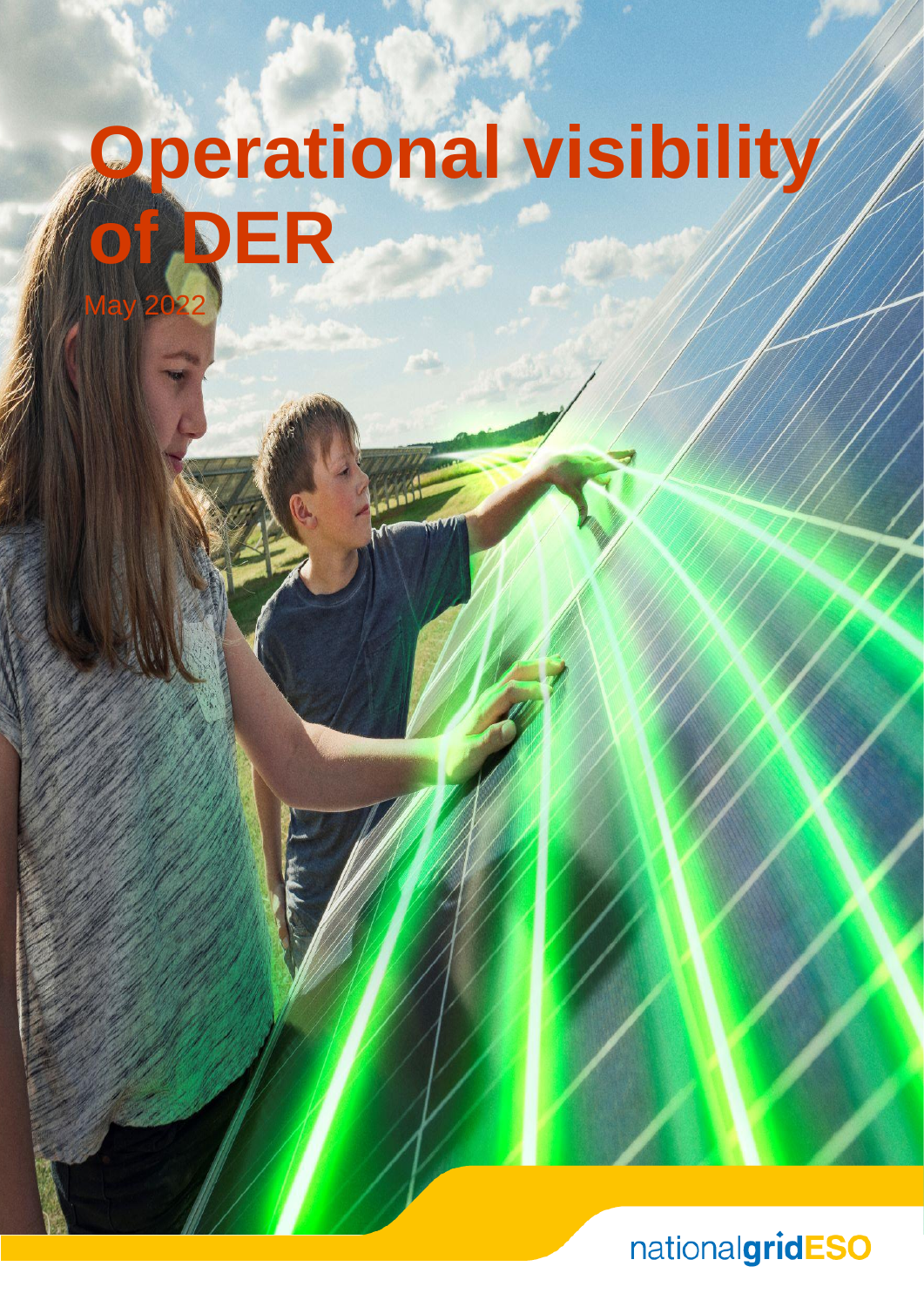# Operational visibility of DER

May 2022

nationalgridESO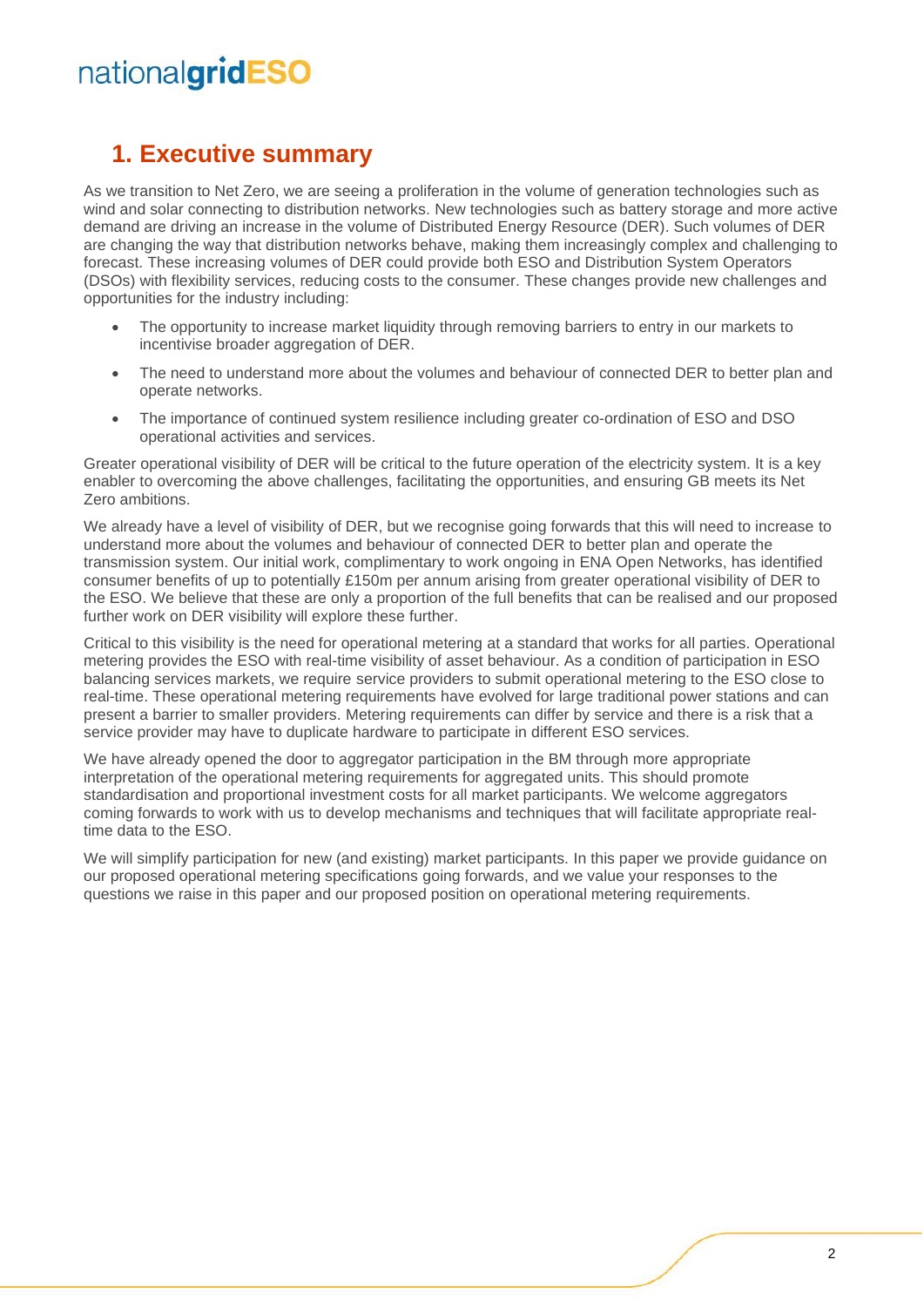# 1. Executive summary

As we transition to Net Zero, we are seeing a proliferation in the volume of generation technologies such as wind and solar connecting to distribution networks. New technologies such as battery storage and more active demand are driving an increase in the volume of Distributed Energy Resource (DER). Such volumes of DER are changing the way that distribution networks behave, making them increasingly complex and challenging to forecast. These increasing volumes of DER could provide both ESO and Distribution System Operators (DSOs) with flexibility services, reducing costs to the consumer. These changes provide new challenges and opportunities for the industry including:

- The opportunity to increase market liquidity through removing barriers to entry in our markets to incentivise broader aggregation of DER.
- The need to understand more about the volumes and behaviour of connected DER to better plan and operate networks.
- The importance of continued system resilience including greater co-ordination of ESO and DSO operational activities and services.

Greater operational visibility of DER will be critical to the future operation of the electricity system. It is a key enabler to overcoming the above challenges, facilitating the opportunities, and ensuring GB meets its Net Zero ambitions.

We already have a level of visibility of DER, but we recognise going forwards that this will need to increase to understand more about the volumes and behaviour of connected DER to better plan and operate the transmission system. Our initial work, complimentary to work ongoing in ENA Open Networks, has identified consumer benefits of up to potentially £150m per annum arising from greater operational visibility of DER to the ESO. We believe that these are only a proportion of the full benefits that can be realised and our proposed further work on DER visibility will explore these further.

Critical to this visibility is the need for operational metering at a standard that works for all parties. Operational metering provides the ESO with real-time visibility of asset behaviour. As a condition of participation in ESO balancing services markets, we require service providers to submit operational metering to the ESO close to real-time. These operational metering requirements have evolved for large traditional power stations and can present a barrier to smaller providers. Metering requirements can differ by service and there is a risk that a service provider may have to duplicate hardware to participate in different ESO services.

We have already opened the door to aggregator participation in the BM through more appropriate interpretation of the operational metering requirements for aggregated units. This should promote standardisation and proportional investment costs for all market participants. We welcome aggregators coming forwards to work with us to develop mechanisms and techniques that will facilitate appropriate real-time data to the ESO.

We will simplify participation for new (and existing) market participants. In this paper we provide guidance on our proposed operational metering specifications going forwards, and we value your responses to the questions we raise in this paper and our proposed position on operational metering requirements.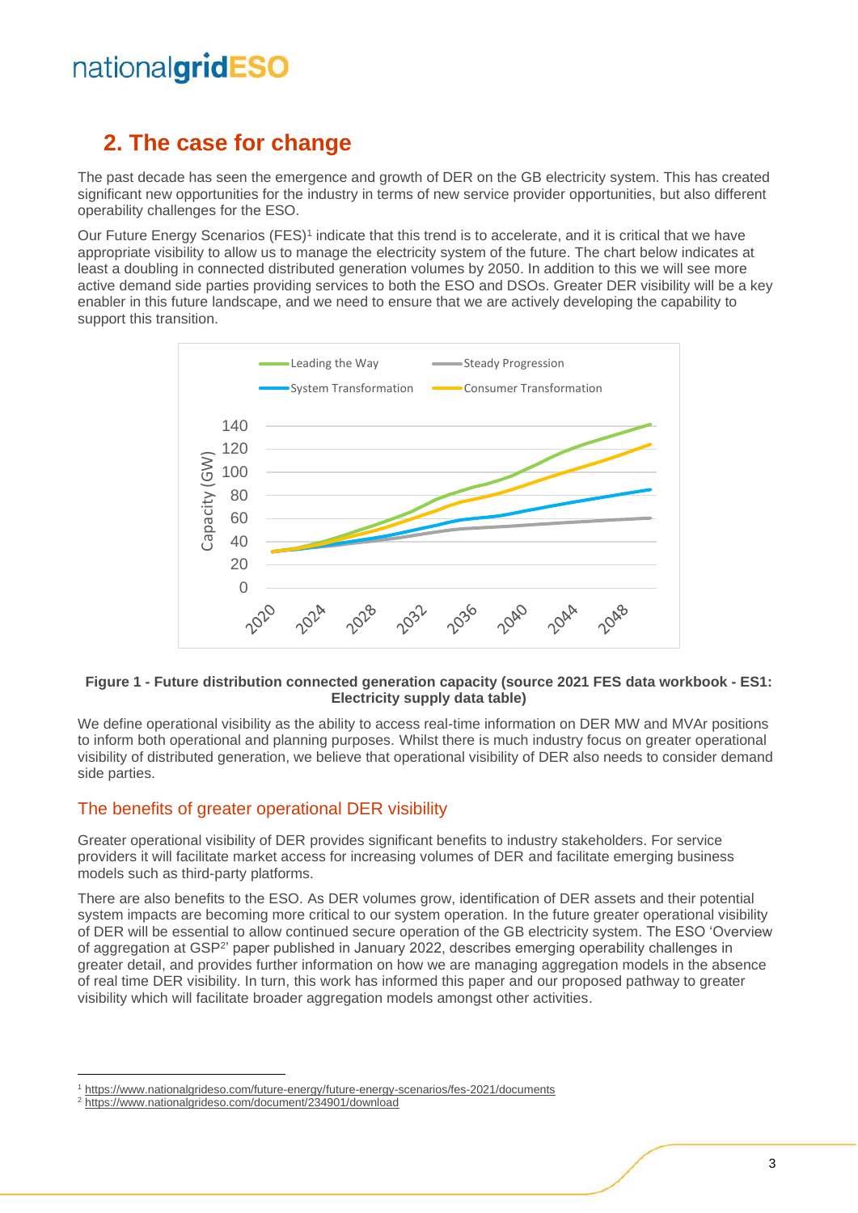## 2. The case for change

The past decade has seen the emergence and growth of DER on the GB electricity system. This has created significant new opportunities for the industry in terms of new service provider opportunities, but also different operability challenges for the ESO.

Our Future Energy Scenarios (FES)[1] indicate that this trend is to accelerate, and it is critical that we have appropriate visibility to allow us to manage the electricity system of the future. The chart below indicates at least a doubling in connected distributed generation volumes by 2050. In addition to this we will see more active demand side parties providing services to both the ESO and DSOs. Greater DER visibility will be a key enabler in this future landscape, and we need to ensure that we are actively developing the capability to support this transition.

Leading the Way
Steady Progression
System Transformation
Consumer Transformation

Capacity (GW)

0
20
40
60
80
100
120
140

2020
2024
2028
2032
2036
2040
2044
2048

**Figure 1 - Future distribution connected generation capacity (source 2021 FES data workbook - ES1: Electricity supply data table)**

We define operational visibility as the ability to access real-time information on DER MW and MVAr positions to inform both operational and planning purposes. Whilst there is much industry focus on greater operational visibility of distributed generation, we believe that operational visibility of DER also needs to consider demand side parties.

### The benefits of greater operational DER visibility

Greater operational visibility of DER provides significant benefits to industry stakeholders. For service providers it will facilitate market access for increasing volumes of DER and facilitate emerging business models such as third-party platforms.

There are also benefits to the ESO. As DER volumes grow, identification of DER assets and their potential system impacts are becoming more critical to our system operation. In the future greater operational visibility of DER will be essential to allow continued secure operation of the GB electricity system. The ESO 'Overview of aggregation at GSP[2]' paper published in January 2022, describes emerging operability challenges in greater detail, and provides further information on how we are managing aggregation models in the absence of real time DER visibility. In turn, this work has informed this paper and our proposed pathway to greater visibility which will facilitate broader aggregation models amongst other activities.

[1] https://www.nationalgrideso.com/future-energy/future-energy-scenarios/fes-2021/documents
[2] https://www.nationalgrideso.com/document/234901/download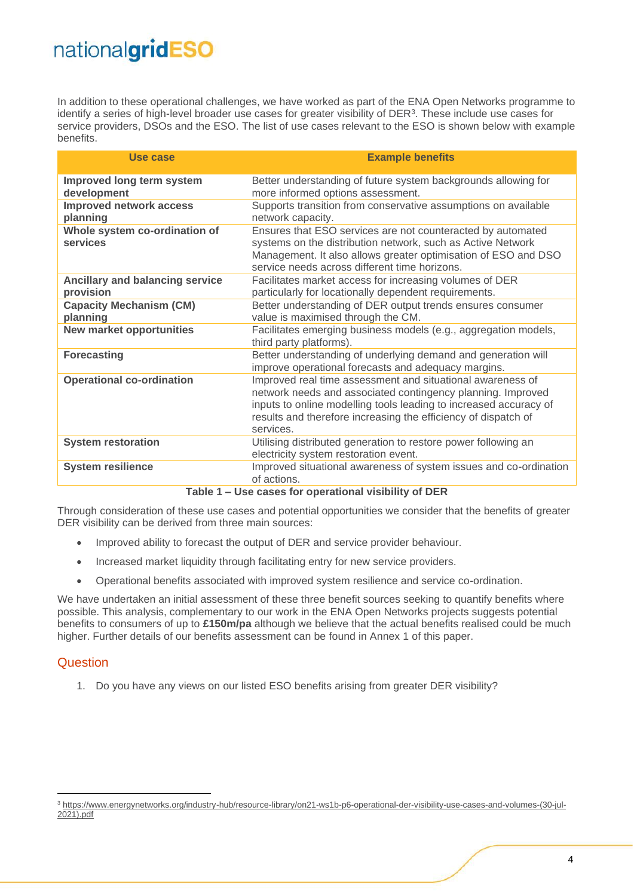In addition to these operational challenges, we have worked as part of the ENA Open Networks programme to identify a series of high-level broader use cases for greater visibility of DER[3]. These include use cases for service providers, DSOs and the ESO. The list of use cases relevant to the ESO is shown below with example benefits.

| Use case | Example benefits |
|---|---|
| **Improved long term system development** | Better understanding of future system backgrounds allowing for more informed options assessment. |
| **Improved network access planning** | Supports transition from conservative assumptions on available network capacity. |
| **Whole system co-ordination of services** | Ensures that ESO services are not counteracted by automated systems on the distribution network, such as Active Network Management. It also allows greater optimisation of ESO and DSO service needs across different time horizons. |
| **Ancillary and balancing service provision** | Facilitates market access for increasing volumes of DER particularly for locationally dependent requirements. |
| **Capacity Mechanism (CM) planning** | Better understanding of DER output trends ensures consumer value is maximised through the CM. |
| **New market opportunities** | Facilitates emerging business models (e.g., aggregation models, third party platforms). |
| **Forecasting** | Better understanding of underlying demand and generation will improve operational forecasts and adequacy margins. |
| **Operational co-ordination** | Improved real time assessment and situational awareness of network needs and associated contingency planning. Improved inputs to online modelling tools leading to increased accuracy of results and therefore increasing the efficiency of dispatch of services. |
| **System restoration** | Utilising distributed generation to restore power following an electricity system restoration event. |
| **System resilience** | Improved situational awareness of system issues and co-ordination of actions. |

**Table 1 – Use cases for operational visibility of DER**

Through consideration of these use cases and potential opportunities we consider that the benefits of greater DER visibility can be derived from three main sources:

- Improved ability to forecast the output of DER and service provider behaviour.
- Increased market liquidity through facilitating entry for new service providers.
- Operational benefits associated with improved system resilience and service co-ordination.

We have undertaken an initial assessment of these three benefit sources seeking to quantify benefits where possible. This analysis, complementary to our work in the ENA Open Networks projects suggests potential benefits to consumers of up to **£150m/pa** although we believe that the actual benefits realised could be much higher. Further details of our benefits assessment can be found in Annex 1 of this paper.

## Question

1. Do you have any views on our listed ESO benefits arising from greater DER visibility?

[3] https://www.energynetworks.org/industry-hub/resource-library/on21-ws1b-p6-operational-der-visibility-use-cases-and-volumes-(30-jul-2021).pdf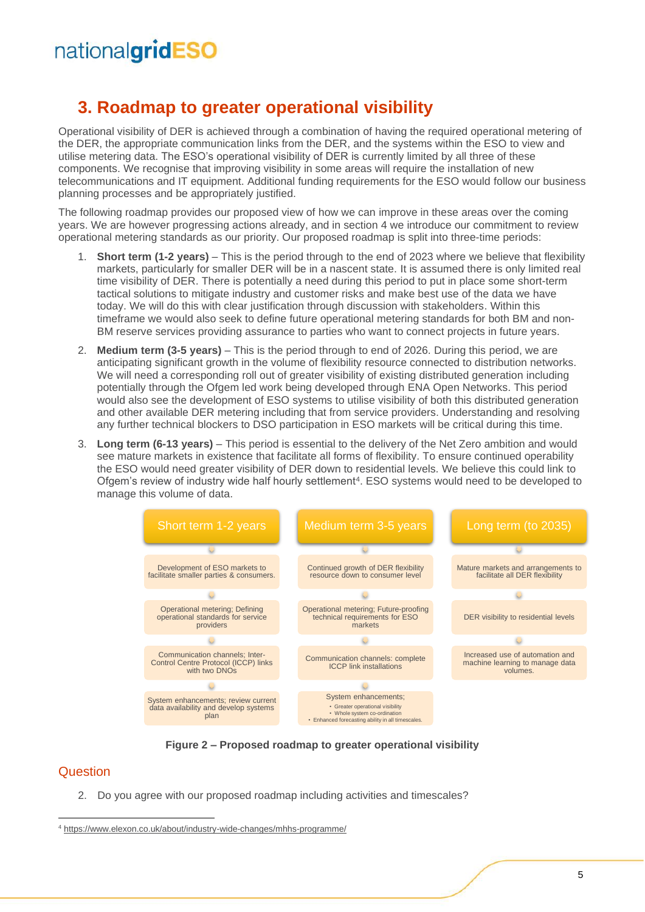## 3. Roadmap to greater operational visibility

Operational visibility of DER is achieved through a combination of having the required operational metering of the DER, the appropriate communication links from the DER, and the systems within the ESO to view and utilise metering data. The ESO's operational visibility of DER is currently limited by all three of these components. We recognise that improving visibility in some areas will require the installation of new telecommunications and IT equipment. Additional funding requirements for the ESO would follow our business planning processes and be appropriately justified.

The following roadmap provides our proposed view of how we can improve in these areas over the coming years. We are however progressing actions already, and in section 4 we introduce our commitment to review operational metering standards as our priority. Our proposed roadmap is split into three-time periods:

1. **Short term (1-2 years)** – This is the period through to the end of 2023 where we believe that flexibility markets, particularly for smaller DER will be in a nascent state. It is assumed there is only limited real time visibility of DER. There is potentially a need during this period to put in place some short-term tactical solutions to mitigate industry and customer risks and make best use of the data we have today. We will do this with clear justification through discussion with stakeholders. Within this timeframe we would also seek to define future operational metering standards for both BM and non-BM reserve services providing assurance to parties who want to connect projects in future years.
2. **Medium term (3-5 years)** – This is the period through to end of 2026. During this period, we are anticipating significant growth in the volume of flexibility resource connected to distribution networks. We will need a corresponding roll out of greater visibility of existing distributed generation including potentially through the Ofgem led work being developed through ENA Open Networks. This period would also see the development of ESO systems to utilise visibility of both this distributed generation and other available DER metering including that from service providers. Understanding and resolving any further technical blockers to DSO participation in ESO markets will be critical during this time.
3. **Long term (6-13 years)** – This period is essential to the delivery of the Net Zero ambition and would see mature markets in existence that facilitate all forms of flexibility. To ensure continued operability the ESO would need greater visibility of DER down to residential levels. We believe this could link to Ofgem's review of industry wide half hourly settlement[4]. ESO systems would need to be developed to manage this volume of data.

Short term 1-2 years

Development of ESO markets to facilitate smaller parties & consumers.

Operational metering; Defining operational standards for service providers

Communication channels; Inter-Control Centre Protocol (ICCP) links with two DNOs

System enhancements; review current data availability and develop systems plan

Medium term 3-5 years

Continued growth of DER flexibility resource down to consumer level

Operational metering; Future-proofing technical requirements for ESO markets

Communication channels: complete ICCP link installations

System enhancements;
- Greater operational visibility
- Whole system co-ordination
- Enhanced forecasting ability in all timescales.

Long term (to 2035)

Mature markets and arrangements to facilitate all DER flexibility

DER visibility to residential levels

Increased use of automation and machine learning to manage data volumes.

**Figure 2 – Proposed roadmap to greater operational visibility**

### Question

2. Do you agree with our proposed roadmap including activities and timescales?

[4] https://www.elexon.co.uk/about/industry-wide-changes/mhhs-programme/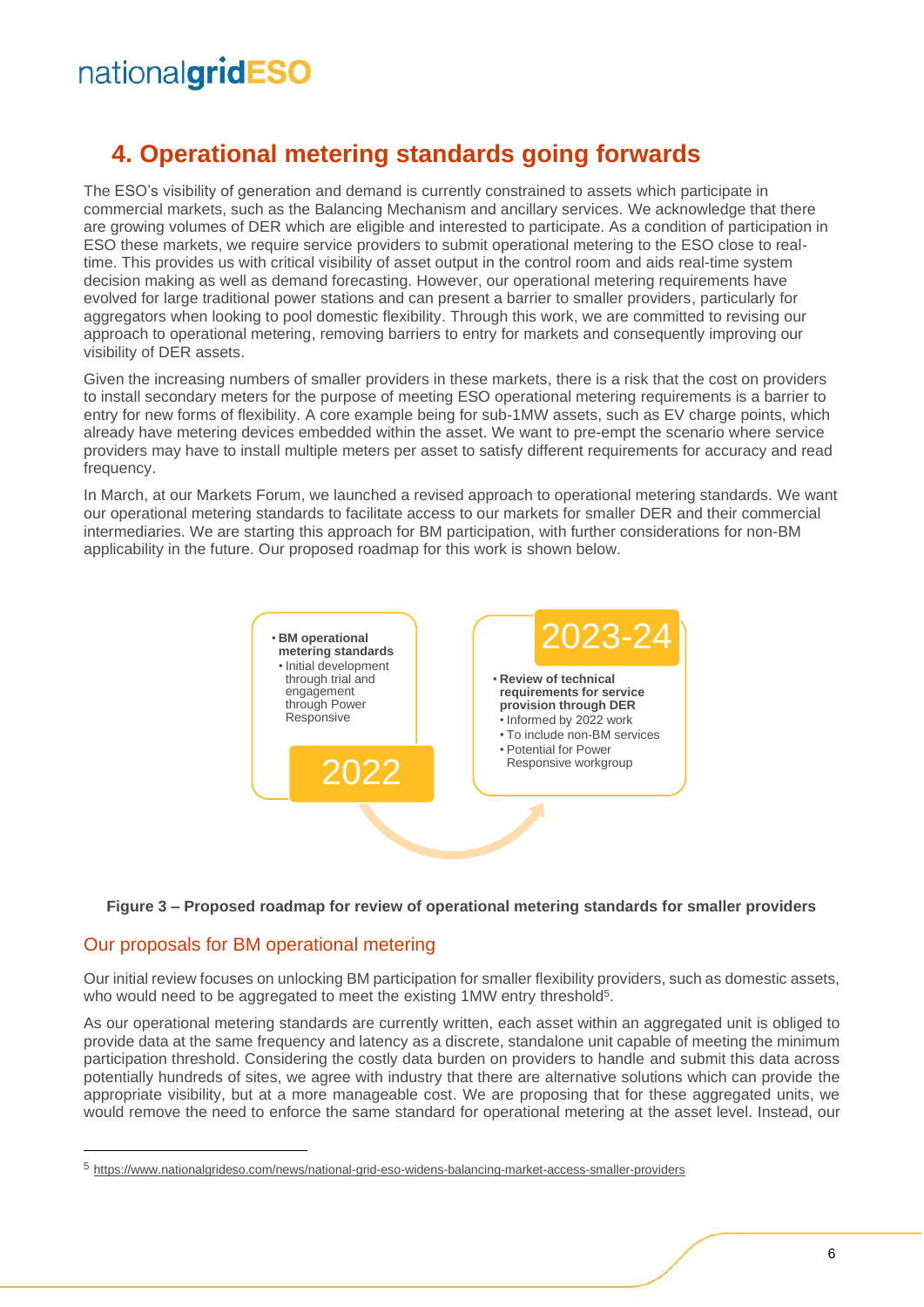## 4. Operational metering standards going forwards

The ESO's visibility of generation and demand is currently constrained to assets which participate in commercial markets, such as the Balancing Mechanism and ancillary services. We acknowledge that there are growing volumes of DER which are eligible and interested to participate. As a condition of participation in ESO these markets, we require service providers to submit operational metering to the ESO close to real-time. This provides us with critical visibility of asset output in the control room and aids real-time system decision making as well as demand forecasting. However, our operational metering requirements have evolved for large traditional power stations and can present a barrier to smaller providers, particularly for aggregators when looking to pool domestic flexibility. Through this work, we are committed to revising our approach to operational metering, removing barriers to entry for markets and consequently improving our visibility of DER assets.

Given the increasing numbers of smaller providers in these markets, there is a risk that the cost on providers to install secondary meters for the purpose of meeting ESO operational metering requirements is a barrier to entry for new forms of flexibility. A core example being for sub-1MW assets, such as EV charge points, which already have metering devices embedded within the asset. We want to pre-empt the scenario where service providers may have to install multiple meters per asset to satisfy different requirements for accuracy and read frequency.

In March, at our Markets Forum, we launched a revised approach to operational metering standards. We want our operational metering standards to facilitate access to our markets for smaller DER and their commercial intermediaries. We are starting this approach for BM participation, with further considerations for non-BM applicability in the future. Our proposed roadmap for this work is shown below.

2022
- **BM operational metering standards**
  - Initial development through trial and engagement through Power Responsive

2023-24
- **Review of technical requirements for service provision through DER**
  - Informed by 2022 work
  - To include non-BM services
  - Potential for Power Responsive workgroup

**Figure 3 – Proposed roadmap for review of operational metering standards for smaller providers**

### Our proposals for BM operational metering

Our initial review focuses on unlocking BM participation for smaller flexibility providers, such as domestic assets, who would need to be aggregated to meet the existing 1MW entry threshold[5].

As our operational metering standards are currently written, each asset within an aggregated unit is obliged to provide data at the same frequency and latency as a discrete, standalone unit capable of meeting the minimum participation threshold. Considering the costly data burden on providers to handle and submit this data across potentially hundreds of sites, we agree with industry that there are alternative solutions which can provide the appropriate visibility, but at a more manageable cost. We are proposing that for these aggregated units, we would remove the need to enforce the same standard for operational metering at the asset level. Instead, our

[5] https://www.nationalgrideso.com/news/national-grid-eso-widens-balancing-market-access-smaller-providers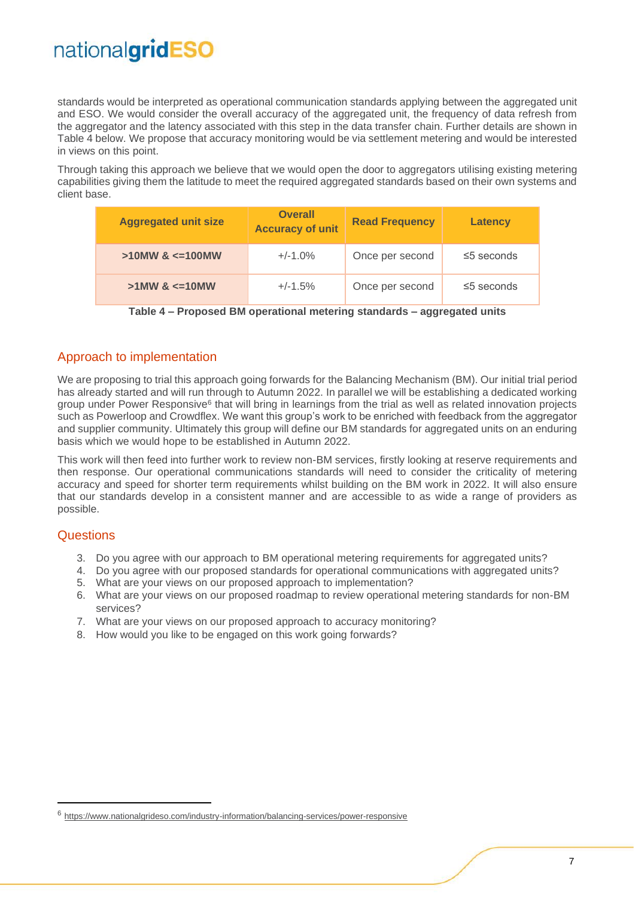standards would be interpreted as operational communication standards applying between the aggregated unit and ESO. We would consider the overall accuracy of the aggregated unit, the frequency of data refresh from the aggregator and the latency associated with this step in the data transfer chain. Further details are shown in Table 4 below. We propose that accuracy monitoring would be via settlement metering and would be interested in views on this point.

Through taking this approach we believe that we would open the door to aggregators utilising existing metering capabilities giving them the latitude to meet the required aggregated standards based on their own systems and client base.

| Aggregated unit size | Overall Accuracy of unit | Read Frequency | Latency |
|---|---|---|---|
| **>10MW & <=100MW** | +/-1.0% | Once per second | ≤5 seconds |
| **>1MW & <=10MW** | +/-1.5% | Once per second | ≤5 seconds |

**Table 4 – Proposed BM operational metering standards – aggregated units**

## Approach to implementation

We are proposing to trial this approach going forwards for the Balancing Mechanism (BM). Our initial trial period has already started and will run through to Autumn 2022. In parallel we will be establishing a dedicated working group under Power Responsive[6] that will bring in learnings from the trial as well as related innovation projects such as Powerloop and Crowdflex. We want this group's work to be enriched with feedback from the aggregator and supplier community. Ultimately this group will define our BM standards for aggregated units on an enduring basis which we would hope to be established in Autumn 2022.

This work will then feed into further work to review non-BM services, firstly looking at reserve requirements and then response. Our operational communications standards will need to consider the criticality of metering accuracy and speed for shorter term requirements whilst building on the BM work in 2022. It will also ensure that our standards develop in a consistent manner and are accessible to as wide a range of providers as possible.

## Questions

3. Do you agree with our approach to BM operational metering requirements for aggregated units?
4. Do you agree with our proposed standards for operational communications with aggregated units?
5. What are your views on our proposed approach to implementation?
6. What are your views on our proposed roadmap to review operational metering standards for non-BM services?
7. What are your views on our proposed approach to accuracy monitoring?
8. How would you like to be engaged on this work going forwards?

[6] https://www.nationalgrideso.com/industry-information/balancing-services/power-responsive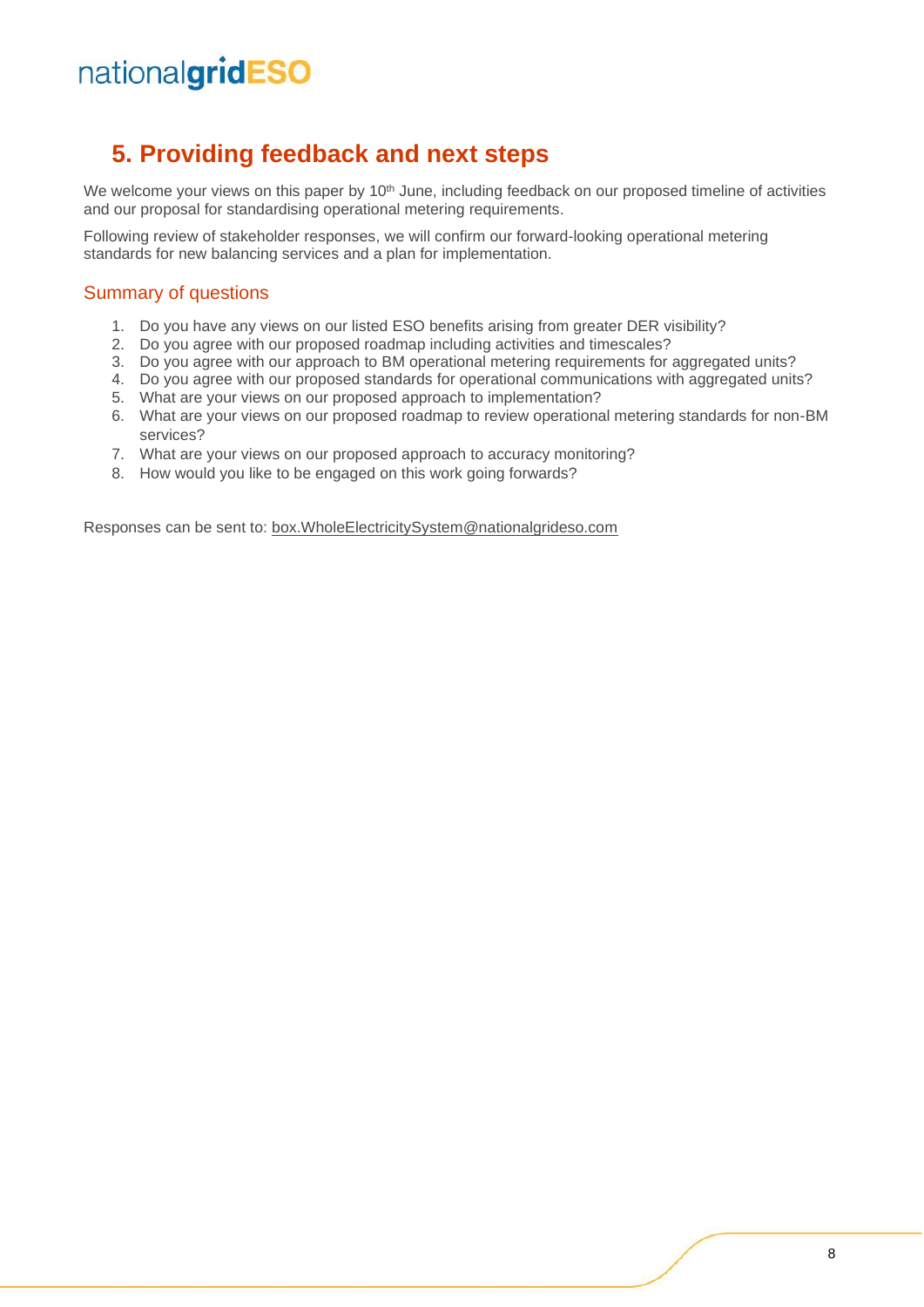# 5. Providing feedback and next steps

We welcome your views on this paper by 10th June, including feedback on our proposed timeline of activities and our proposal for standardising operational metering requirements.

Following review of stakeholder responses, we will confirm our forward-looking operational metering standards for new balancing services and a plan for implementation.

## Summary of questions

1. Do you have any views on our listed ESO benefits arising from greater DER visibility?
2. Do you agree with our proposed roadmap including activities and timescales?
3. Do you agree with our approach to BM operational metering requirements for aggregated units?
4. Do you agree with our proposed standards for operational communications with aggregated units?
5. What are your views on our proposed approach to implementation?
6. What are your views on our proposed roadmap to review operational metering standards for non-BM services?
7. What are your views on our proposed approach to accuracy monitoring?
8. How would you like to be engaged on this work going forwards?

Responses can be sent to: box.WholeElectricitySystem@nationalgrideso.com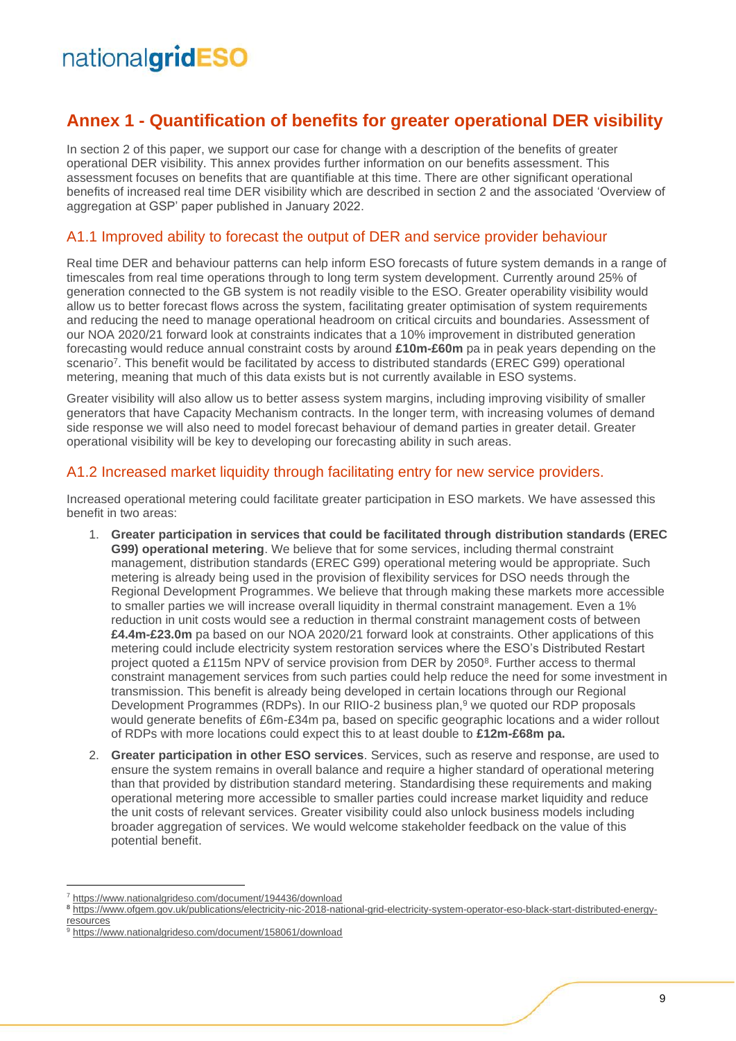## Annex 1 - Quantification of benefits for greater operational DER visibility

In section 2 of this paper, we support our case for change with a description of the benefits of greater operational DER visibility. This annex provides further information on our benefits assessment. This assessment focuses on benefits that are quantifiable at this time. There are other significant operational benefits of increased real time DER visibility which are described in section 2 and the associated 'Overview of aggregation at GSP' paper published in January 2022.

### A1.1 Improved ability to forecast the output of DER and service provider behaviour

Real time DER and behaviour patterns can help inform ESO forecasts of future system demands in a range of timescales from real time operations through to long term system development. Currently around 25% of generation connected to the GB system is not readily visible to the ESO. Greater operability visibility would allow us to better forecast flows across the system, facilitating greater optimisation of system requirements and reducing the need to manage operational headroom on critical circuits and boundaries. Assessment of our NOA 2020/21 forward look at constraints indicates that a 10% improvement in distributed generation forecasting would reduce annual constraint costs by around **£10m-£60m** pa in peak years depending on the scenario[7]. This benefit would be facilitated by access to distributed standards (EREC G99) operational metering, meaning that much of this data exists but is not currently available in ESO systems.

Greater visibility will also allow us to better assess system margins, including improving visibility of smaller generators that have Capacity Mechanism contracts. In the longer term, with increasing volumes of demand side response we will also need to model forecast behaviour of demand parties in greater detail. Greater operational visibility will be key to developing our forecasting ability in such areas.

### A1.2 Increased market liquidity through facilitating entry for new service providers.

Increased operational metering could facilitate greater participation in ESO markets. We have assessed this benefit in two areas:

1. **Greater participation in services that could be facilitated through distribution standards (EREC G99) operational metering**. We believe that for some services, including thermal constraint management, distribution standards (EREC G99) operational metering would be appropriate. Such metering is already being used in the provision of flexibility services for DSO needs through the Regional Development Programmes. We believe that through making these markets more accessible to smaller parties we will increase overall liquidity in thermal constraint management. Even a 1% reduction in unit costs would see a reduction in thermal constraint management costs of between **£4.4m-£23.0m** pa based on our NOA 2020/21 forward look at constraints. Other applications of this metering could include electricity system restoration services where the ESO's Distributed Restart project quoted a £115m NPV of service provision from DER by 2050[8]. Further access to thermal constraint management services from such parties could help reduce the need for some investment in transmission. This benefit is already being developed in certain locations through our Regional Development Programmes (RDPs). In our RIIO-2 business plan,[9] we quoted our RDP proposals would generate benefits of £6m-£34m pa, based on specific geographic locations and a wider rollout of RDPs with more locations could expect this to at least double to **£12m-£68m pa.**
2. **Greater participation in other ESO services**. Services, such as reserve and response, are used to ensure the system remains in overall balance and require a higher standard of operational metering than that provided by distribution standard metering. Standardising these requirements and making operational metering more accessible to smaller parties could increase market liquidity and reduce the unit costs of relevant services. Greater visibility could also unlock business models including broader aggregation of services. We would welcome stakeholder feedback on the value of this potential benefit.

---

[7] https://www.nationalgrideso.com/document/194436/download

[8] https://www.ofgem.gov.uk/publications/electricity-nic-2018-national-grid-electricity-system-operator-eso-black-start-distributed-energy-resources

[9] https://www.nationalgrideso.com/document/158061/download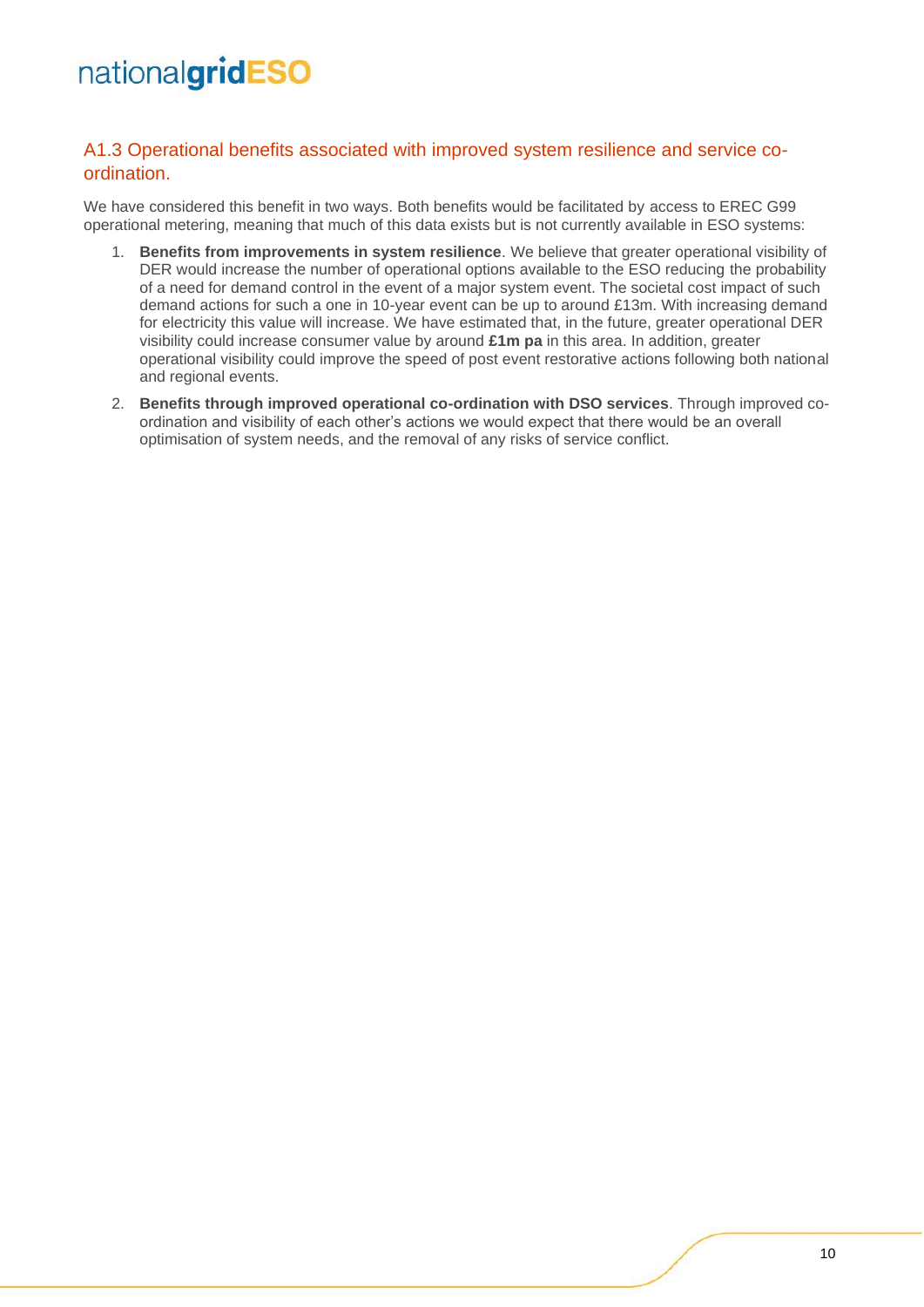## A1.3 Operational benefits associated with improved system resilience and service co-ordination.

We have considered this benefit in two ways. Both benefits would be facilitated by access to EREC G99 operational metering, meaning that much of this data exists but is not currently available in ESO systems:

1. **Benefits from improvements in system resilience**. We believe that greater operational visibility of DER would increase the number of operational options available to the ESO reducing the probability of a need for demand control in the event of a major system event. The societal cost impact of such demand actions for such a one in 10-year event can be up to around £13m. With increasing demand for electricity this value will increase. We have estimated that, in the future, greater operational DER visibility could increase consumer value by around **£1m pa** in this area. In addition, greater operational visibility could improve the speed of post event restorative actions following both national and regional events.

2. **Benefits through improved operational co-ordination with DSO services**. Through improved co-ordination and visibility of each other's actions we would expect that there would be an overall optimisation of system needs, and the removal of any risks of service conflict.